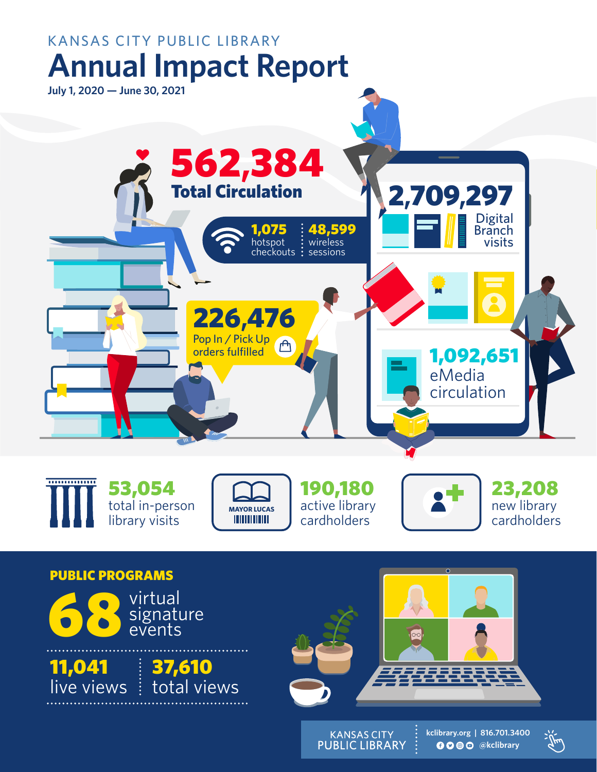KANSAS CITY PUBLIC LIBRARY

# Annual Impact Report

**July 1, 2020 — June 30, 2021**

**562,384** Total Circulation

**1,075** hotspot checkouts

**48,599** wireless sessions

**2,709,297** Digital Branch visits

**226,476** Pop In / Pick Up orders fulfilled

**1,092,651** eMedia circulation

**53,054** total in-person library visits

MAYOR LUCAS

**190,180** active library cardholders

**23,208** new library cardholders

## PUBLIC PROGRAMS

**68** virtual signature events

**11,041** live views

**37,610** total views

KANSAS CITY PUBLIC LIBRARY

kclibrary.org | 816.701.3400

@kclibrary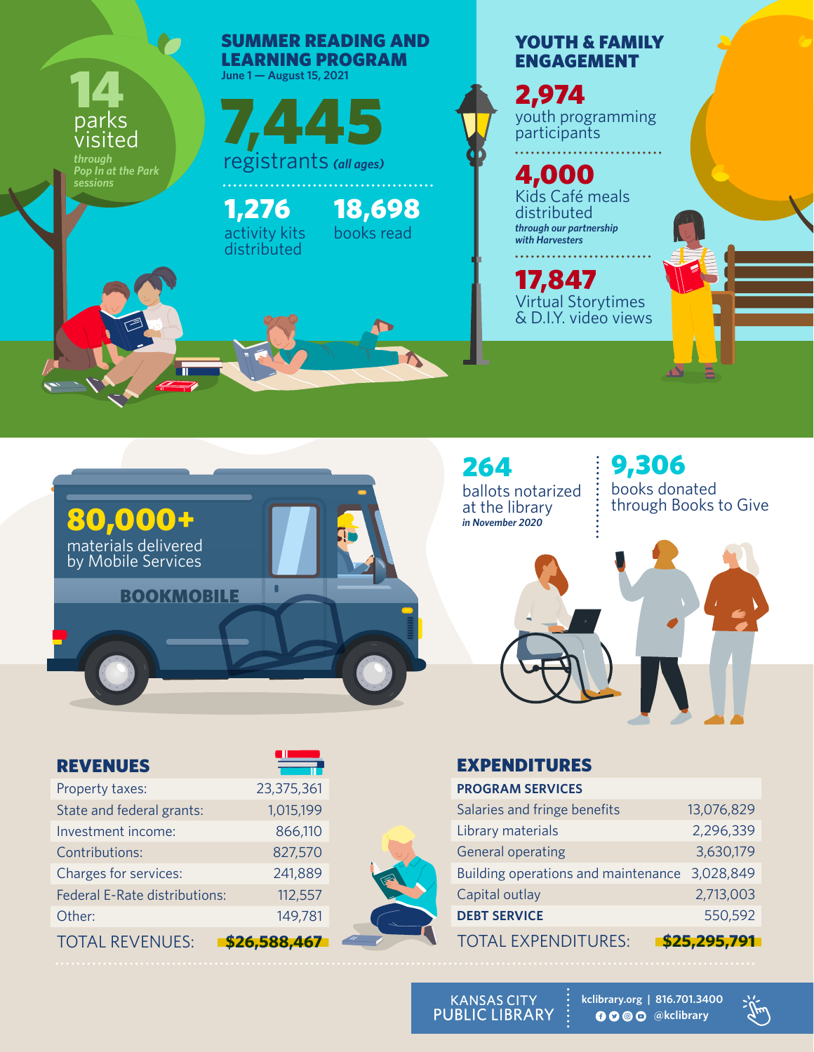**14** parks visited

*through Pop In at the Park sessions*

## SUMMER READING AND LEARNING PROGRAM

**June 1 — August 15, 2021**

**7,445** registrants *(all ages)*

**1,276** activity kits distributed

**18,698** books read

## YOUTH & FAMILY ENGAGEMENT

**2,974** youth programming participants

**4,000** Kids Café meals distributed

*through our partnership with Harvesters*

**17,847** Virtual Storytimes & D.I.Y. video views

**80,000+** materials delivered by Mobile Services

BOOKMOBILE

**264** ballots notarized at the library

*in November 2020*

**9,306** books donated through Books to Give

## REVENUES

| | |
|---|---|
| Property taxes: | 23,375,361 |
| State and federal grants: | 1,015,199 |
| Investment income: | 866,110 |
| Contributions: | 827,570 |
| Charges for services: | 241,889 |
| Federal E-Rate distributions: | 112,557 |
| Other: | 149,781 |
| TOTAL REVENUES: | **$26,588,467** |

## EXPENDITURES

| | |
|---|---|
| **PROGRAM SERVICES** | |
| Salaries and fringe benefits | 13,076,829 |
| Library materials | 2,296,339 |
| General operating | 3,630,179 |
| Building operations and maintenance | 3,028,849 |
| Capital outlay | 2,713,003 |
| **DEBT SERVICE** | 550,592 |
| TOTAL EXPENDITURES: | **$25,295,791** |

KANSAS CITY PUBLIC LIBRARY

kclibrary.org | 816.701.3400

@kclibrary